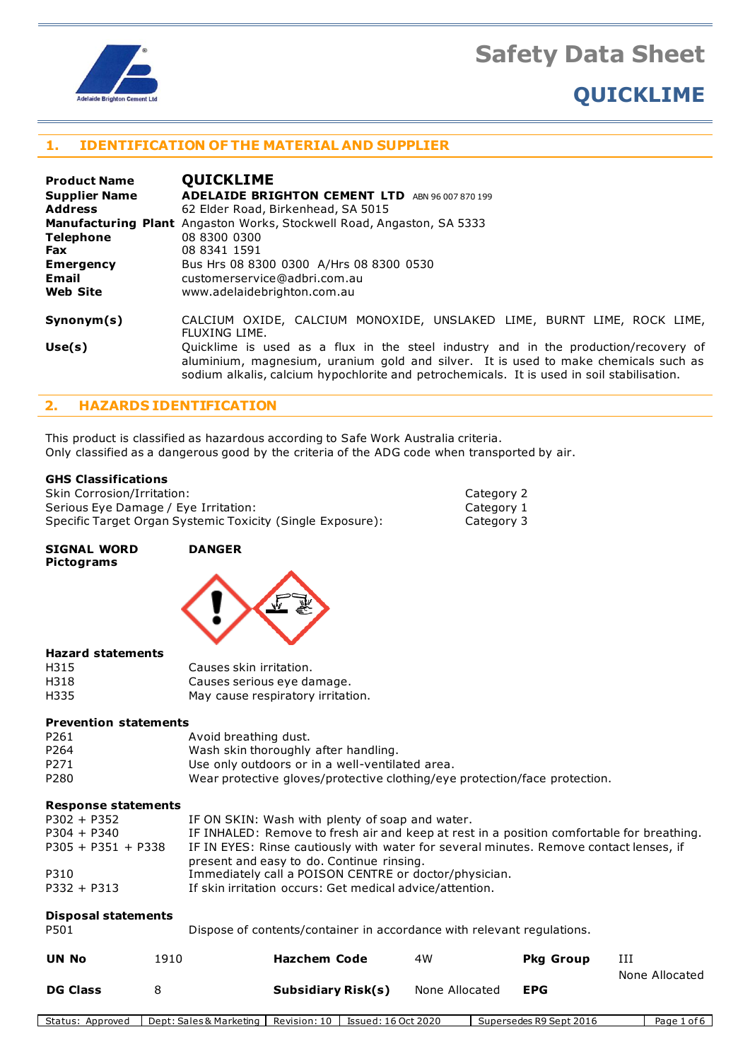# Safety Data Sheet

## QUICKLIME

## 1. IDENTIFICATION OF THE MATERIAL AND SUPPLIER

| | |
|---|---|
| **Product Name** | **QUICKLIME** |
| **Supplier Name** | **ADELAIDE BRIGHTON CEMENT LTD** ABN 96 007 870 199 |
| **Address** | 62 Elder Road, Birkenhead, SA 5015 |
| **Manufacturing Plant** | Angaston Works, Stockwell Road, Angaston, SA 5333 |
| **Telephone** | 08 8300 0300 |
| **Fax** | 08 8341 1591 |
| **Emergency** | Bus Hrs 08 8300 0300 A/Hrs 08 8300 0530 |
| **Email** | customerservice@adbri.com.au |
| **Web Site** | www.adelaidebrighton.com.au |
| **Synonym(s)** | CALCIUM OXIDE, CALCIUM MONOXIDE, UNSLAKED LIME, BURNT LIME, ROCK LIME, FLUXING LIME. |
| **Use(s)** | Quicklime is used as a flux in the steel industry and in the production/recovery of aluminium, magnesium, uranium gold and silver. It is used to make chemicals such as sodium alkalis, calcium hypochlorite and petrochemicals. It is used in soil stabilisation. |

## 2. HAZARDS IDENTIFICATION

This product is classified as hazardous according to Safe Work Australia criteria.
Only classified as a dangerous good by the criteria of the ADG code when transported by air.

### GHS Classifications

| | |
|---|---|
| Skin Corrosion/Irritation: | Category 2 |
| Serious Eye Damage / Eye Irritation: | Category 1 |
| Specific Target Organ Systemic Toxicity (Single Exposure): | Category 3 |

**SIGNAL WORD** **DANGER**

**Pictograms**

### Hazard statements

| | |
|---|---|
| H315 | Causes skin irritation. |
| H318 | Causes serious eye damage. |
| H335 | May cause respiratory irritation. |

### Prevention statements

| | |
|---|---|
| P261 | Avoid breathing dust. |
| P264 | Wash skin thoroughly after handling. |
| P271 | Use only outdoors or in a well-ventilated area. |
| P280 | Wear protective gloves/protective clothing/eye protection/face protection. |

### Response statements

| | |
|---|---|
| P302 + P352 | IF ON SKIN: Wash with plenty of soap and water. |
| P304 + P340 | IF INHALED: Remove to fresh air and keep at rest in a position comfortable for breathing. |
| P305 + P351 + P338 | IF IN EYES: Rinse cautiously with water for several minutes. Remove contact lenses, if present and easy to do. Continue rinsing. |
| P310 | Immediately call a POISON CENTRE or doctor/physician. |
| P332 + P313 | If skin irritation occurs: Get medical advice/attention. |

### Disposal statements

| | |
|---|---|
| P501 | Dispose of contents/container in accordance with relevant regulations. |

| | | | | | |
|---|---|---|---|---|---|
| **UN No** | 1910 | **Hazchem Code** | 4W | **Pkg Group** | III |
| **DG Class** | 8 | **Subsidiary Risk(s)** | None Allocated | **EPG** | None Allocated |

Status: Approved | Dept: Sales & Marketing | Revision: 10 | Issued: 16 Oct 2020 | Supersedes R9 Sept 2016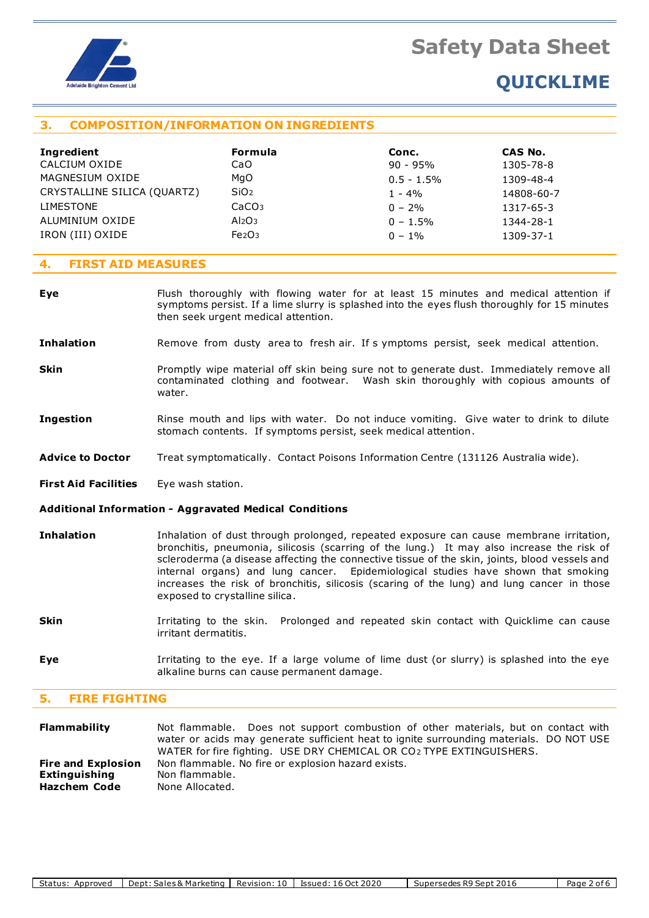## 3. COMPOSITION/INFORMATION ON INGREDIENTS

| Ingredient | Formula | Conc. | CAS No. |
|---|---|---|---|
| CALCIUM OXIDE | $CaO$ | 90 - 95% | 1305-78-8 |
| MAGNESIUM OXIDE | $MgO$ | 0.5 - 1.5% | 1309-48-4 |
| CRYSTALLINE SILICA (QUARTZ) | $SiO_2$ | 1 - 4% | 14808-60-7 |
| LIMESTONE | $CaCO_3$ | 0 – 2% | 1317-65-3 |
| ALUMINIUM OXIDE | $Al_2O_3$ | 0 – 1.5% | 1344-28-1 |
| IRON (III) OXIDE | $Fe_2O_3$ | 0 – 1% | 1309-37-1 |

## 4. FIRST AID MEASURES

**Eye** — Flush thoroughly with flowing water for at least 15 minutes and medical attention if symptoms persist. If a lime slurry is splashed into the eyes flush thoroughly for 15 minutes then seek urgent medical attention.

**Inhalation** — Remove from dusty area to fresh air. If symptoms persist, seek medical attention.

**Skin** — Promptly wipe material off skin being sure not to generate dust. Immediately remove all contaminated clothing and footwear. Wash skin thoroughly with copious amounts of water.

**Ingestion** — Rinse mouth and lips with water. Do not induce vomiting. Give water to drink to dilute stomach contents. If symptoms persist, seek medical attention.

**Advice to Doctor** — Treat symptomatically. Contact Poisons Information Centre (131126 Australia wide).

**First Aid Facilities** — Eye wash station.

### Additional Information - Aggravated Medical Conditions

**Inhalation** — Inhalation of dust through prolonged, repeated exposure can cause membrane irritation, bronchitis, pneumonia, silicosis (scarring of the lung.) It may also increase the risk of scleroderma (a disease affecting the connective tissue of the skin, joints, blood vessels and internal organs) and lung cancer. Epidemiological studies have shown that smoking increases the risk of bronchitis, silicosis (scaring of the lung) and lung cancer in those exposed to crystalline silica.

**Skin** — Irritating to the skin. Prolonged and repeated skin contact with Quicklime can cause irritant dermatitis.

**Eye** — Irritating to the eye. If a large volume of lime dust (or slurry) is splashed into the eye alkaline burns can cause permanent damage.

## 5. FIRE FIGHTING

**Flammability** — Not flammable. Does not support combustion of other materials, but on contact with water or acids may generate sufficient heat to ignite surrounding materials. DO NOT USE WATER for fire fighting. USE DRY CHEMICAL OR $CO_2$ TYPE EXTINGUISHERS.

**Fire and Explosion** — Non flammable. No fire or explosion hazard exists.

**Extinguishing** — Non flammable.

**Hazchem Code** — None Allocated.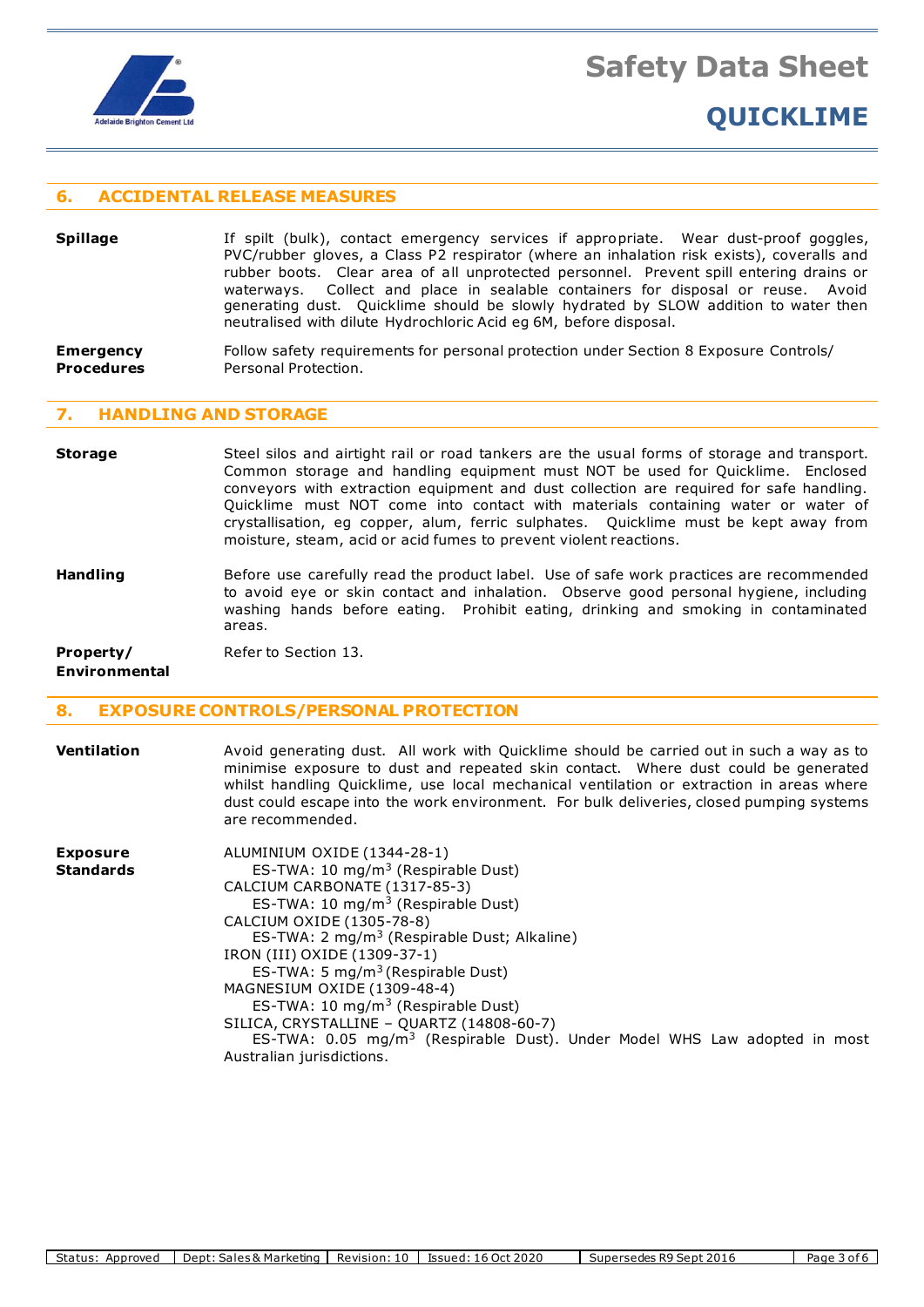## 6. ACCIDENTAL RELEASE MEASURES

**Spillage**

If spilt (bulk), contact emergency services if appropriate. Wear dust-proof goggles, PVC/rubber gloves, a Class P2 respirator (where an inhalation risk exists), coveralls and rubber boots. Clear area of all unprotected personnel. Prevent spill entering drains or waterways. Collect and place in sealable containers for disposal or reuse. Avoid generating dust. Quicklime should be slowly hydrated by SLOW addition to water then neutralised with dilute Hydrochloric Acid eg 6M, before disposal.

**Emergency Procedures**

Follow safety requirements for personal protection under Section 8 Exposure Controls/ Personal Protection.

## 7. HANDLING AND STORAGE

**Storage**

Steel silos and airtight rail or road tankers are the usual forms of storage and transport. Common storage and handling equipment must NOT be used for Quicklime. Enclosed conveyors with extraction equipment and dust collection are required for safe handling. Quicklime must NOT come into contact with materials containing water or water of crystallisation, eg copper, alum, ferric sulphates. Quicklime must be kept away from moisture, steam, acid or acid fumes to prevent violent reactions.

**Handling**

Before use carefully read the product label. Use of safe work practices are recommended to avoid eye or skin contact and inhalation. Observe good personal hygiene, including washing hands before eating. Prohibit eating, drinking and smoking in contaminated areas.

**Property/ Environmental**

Refer to Section 13.

## 8. EXPOSURE CONTROLS/PERSONAL PROTECTION

**Ventilation**

Avoid generating dust. All work with Quicklime should be carried out in such a way as to minimise exposure to dust and repeated skin contact. Where dust could be generated whilst handling Quicklime, use local mechanical ventilation or extraction in areas where dust could escape into the work environment. For bulk deliveries, closed pumping systems are recommended.

**Exposure Standards**

ALUMINIUM OXIDE (1344-28-1)
ES-TWA: 10 $mg/m^3$ (Respirable Dust)
CALCIUM CARBONATE (1317-85-3)
ES-TWA: 10 $mg/m^3$ (Respirable Dust)
CALCIUM OXIDE (1305-78-8)
ES-TWA: 2 $mg/m^3$ (Respirable Dust; Alkaline)
IRON (III) OXIDE (1309-37-1)
ES-TWA: 5 $mg/m^3$ (Respirable Dust)
MAGNESIUM OXIDE (1309-48-4)
ES-TWA: 10 $mg/m^3$ (Respirable Dust)
SILICA, CRYSTALLINE – QUARTZ (14808-60-7)
ES-TWA: 0.05 $mg/m^3$ (Respirable Dust). Under Model WHS Law adopted in most Australian jurisdictions.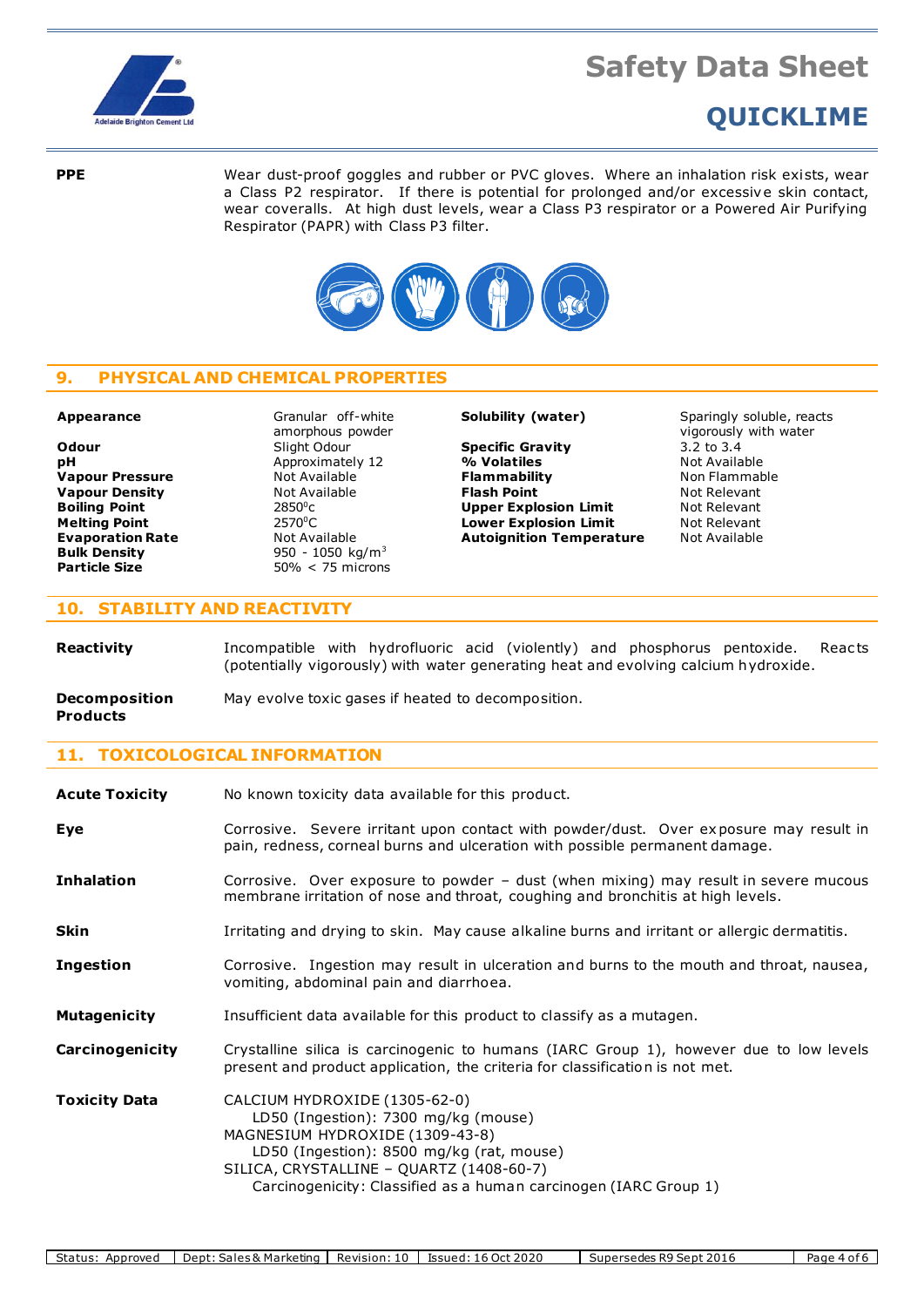**PPE** Wear dust-proof goggles and rubber or PVC gloves. Where an inhalation risk exists, wear a Class P2 respirator. If there is potential for prolonged and/or excessive skin contact, wear coveralls. At high dust levels, wear a Class P3 respirator or a Powered Air Purifying Respirator (PAPR) with Class P3 filter.

## 9. PHYSICAL AND CHEMICAL PROPERTIES

| Property | Value | Property | Value |
|---|---|---|---|
| **Appearance** | Granular off-white amorphous powder | **Solubility (water)** | Sparingly soluble, reacts vigorously with water |
| **Odour** | Slight Odour | **Specific Gravity** | 3.2 to 3.4 |
| **pH** | Approximately 12 | **% Volatiles** | Not Available |
| **Vapour Pressure** | Not Available | **Flammability** | Non Flammable |
| **Vapour Density** | Not Available | **Flash Point** | Not Relevant |
| **Boiling Point** | $2850^0$c | **Upper Explosion Limit** | Not Relevant |
| **Melting Point** | $2570^0$C | **Lower Explosion Limit** | Not Relevant |
| **Evaporation Rate** | Not Available | **Autoignition Temperature** | Not Available |
| **Bulk Density** | 950 - 1050 kg/$m^3$ | | |
| **Particle Size** | 50% < 75 microns | | |

## 10. STABILITY AND REACTIVITY

**Reactivity** Incompatible with hydrofluoric acid (violently) and phosphorus pentoxide. Reacts (potentially vigorously) with water generating heat and evolving calcium hydroxide.

**Decomposition Products** May evolve toxic gases if heated to decomposition.

## 11. TOXICOLOGICAL INFORMATION

**Acute Toxicity** No known toxicity data available for this product.

**Eye** Corrosive. Severe irritant upon contact with powder/dust. Over exposure may result in pain, redness, corneal burns and ulceration with possible permanent damage.

**Inhalation** Corrosive. Over exposure to powder – dust (when mixing) may result in severe mucous membrane irritation of nose and throat, coughing and bronchitis at high levels.

**Skin** Irritating and drying to skin. May cause alkaline burns and irritant or allergic dermatitis.

**Ingestion** Corrosive. Ingestion may result in ulceration and burns to the mouth and throat, nausea, vomiting, abdominal pain and diarrhoea.

**Mutagenicity** Insufficient data available for this product to classify as a mutagen.

**Carcinogenicity** Crystalline silica is carcinogenic to humans (IARC Group 1), however due to low levels present and product application, the criteria for classification is not met.

**Toxicity Data**

CALCIUM HYDROXIDE (1305-62-0)
 LD50 (Ingestion): 7300 mg/kg (mouse)

MAGNESIUM HYDROXIDE (1309-43-8)
 LD50 (Ingestion): 8500 mg/kg (rat, mouse)

SILICA, CRYSTALLINE – QUARTZ (1408-60-7)
 Carcinogenicity: Classified as a human carcinogen (IARC Group 1)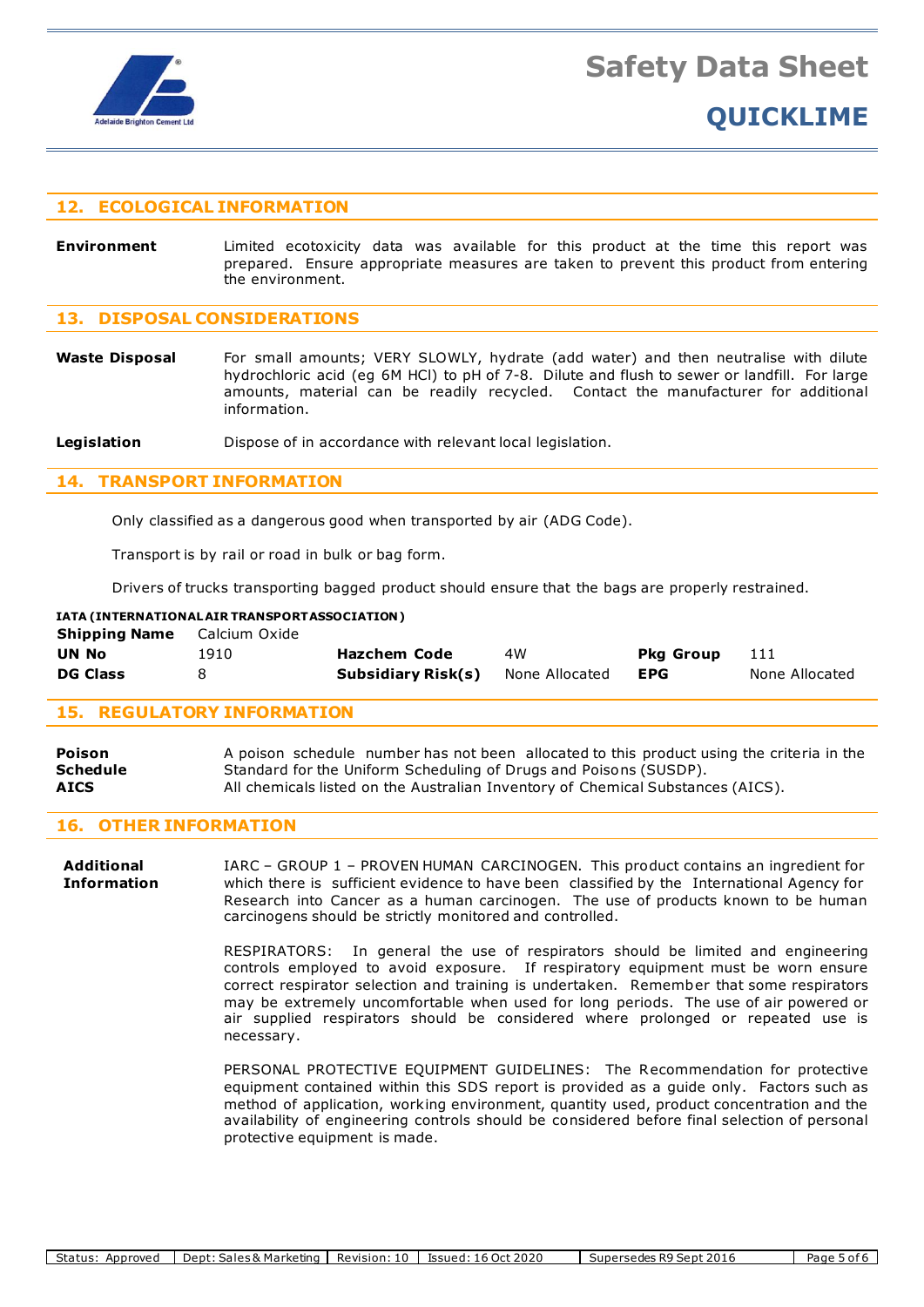## 12. ECOLOGICAL INFORMATION

**Environment** Limited ecotoxicity data was available for this product at the time this report was prepared. Ensure appropriate measures are taken to prevent this product from entering the environment.

## 13. DISPOSAL CONSIDERATIONS

**Waste Disposal** For small amounts; VERY SLOWLY, hydrate (add water) and then neutralise with dilute hydrochloric acid (eg 6M HCl) to pH of 7-8. Dilute and flush to sewer or landfill. For large amounts, material can be readily recycled. Contact the manufacturer for additional information.

**Legislation** Dispose of in accordance with relevant local legislation.

## 14. TRANSPORT INFORMATION

Only classified as a dangerous good when transported by air (ADG Code).

Transport is by rail or road in bulk or bag form.

Drivers of trucks transporting bagged product should ensure that the bags are properly restrained.

**IATA (INTERNATIONAL AIR TRANSPORT ASSOCIATION)**

| | | | | | |
|---|---|---|---|---|---|
| **Shipping Name** | Calcium Oxide | | | | |
| **UN No** | 1910 | **Hazchem Code** | 4W | **Pkg Group** | 111 |
| **DG Class** | 8 | **Subsidiary Risk(s)** | None Allocated | **EPG** | None Allocated |

## 15. REGULATORY INFORMATION

**Poison Schedule** A poison schedule number has not been allocated to this product using the criteria in the Standard for the Uniform Scheduling of Drugs and Poisons (SUSDP).

**AICS** All chemicals listed on the Australian Inventory of Chemical Substances (AICS).

## 16. OTHER INFORMATION

**Additional Information** IARC – GROUP 1 – PROVEN HUMAN CARCINOGEN. This product contains an ingredient for which there is sufficient evidence to have been classified by the International Agency for Research into Cancer as a human carcinogen. The use of products known to be human carcinogens should be strictly monitored and controlled.

RESPIRATORS: In general the use of respirators should be limited and engineering controls employed to avoid exposure. If respiratory equipment must be worn ensure correct respirator selection and training is undertaken. Remember that some respirators may be extremely uncomfortable when used for long periods. The use of air powered or air supplied respirators should be considered where prolonged or repeated use is necessary.

PERSONAL PROTECTIVE EQUIPMENT GUIDELINES: The Recommendation for protective equipment contained within this SDS report is provided as a guide only. Factors such as method of application, working environment, quantity used, product concentration and the availability of engineering controls should be considered before final selection of personal protective equipment is made.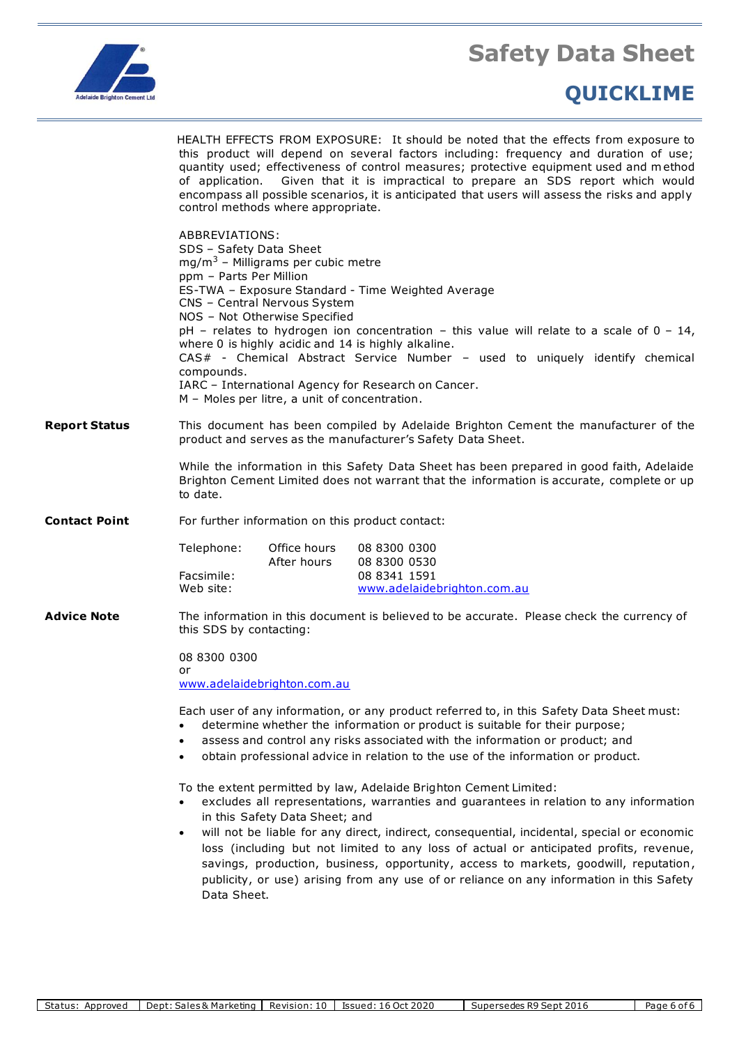HEALTH EFFECTS FROM EXPOSURE: It should be noted that the effects from exposure to this product will depend on several factors including: frequency and duration of use; quantity used; effectiveness of control measures; protective equipment used and method of application. Given that it is impractical to prepare an SDS report which would encompass all possible scenarios, it is anticipated that users will assess the risks and apply control methods where appropriate.

ABBREVIATIONS:
SDS – Safety Data Sheet
$mg/m^3$ – Milligrams per cubic metre
ppm – Parts Per Million
ES-TWA – Exposure Standard - Time Weighted Average
CNS – Central Nervous System
NOS – Not Otherwise Specified
pH – relates to hydrogen ion concentration – this value will relate to a scale of 0 – 14, where 0 is highly acidic and 14 is highly alkaline.
CAS# - Chemical Abstract Service Number – used to uniquely identify chemical compounds.
IARC – International Agency for Research on Cancer.
M – Moles per litre, a unit of concentration.

**Report Status**

This document has been compiled by Adelaide Brighton Cement the manufacturer of the product and serves as the manufacturer's Safety Data Sheet.

While the information in this Safety Data Sheet has been prepared in good faith, Adelaide Brighton Cement Limited does not warrant that the information is accurate, complete or up to date.

**Contact Point**

For further information on this product contact:

| | | |
|---|---|---|
| Telephone: | Office hours | 08 8300 0300 |
| | After hours | 08 8300 0530 |
| Facsimile: | | 08 8341 1591 |
| Web site: | | www.adelaidebrighton.com.au |

**Advice Note**

The information in this document is believed to be accurate. Please check the currency of this SDS by contacting:

08 8300 0300
or
www.adelaidebrighton.com.au

Each user of any information, or any product referred to, in this Safety Data Sheet must:

- determine whether the information or product is suitable for their purpose;
- assess and control any risks associated with the information or product; and
- obtain professional advice in relation to the use of the information or product.

To the extent permitted by law, Adelaide Brighton Cement Limited:

- excludes all representations, warranties and guarantees in relation to any information in this Safety Data Sheet; and
- will not be liable for any direct, indirect, consequential, incidental, special or economic loss (including but not limited to any loss of actual or anticipated profits, revenue, savings, production, business, opportunity, access to markets, goodwill, reputation, publicity, or use) arising from any use of or reliance on any information in this Safety Data Sheet.